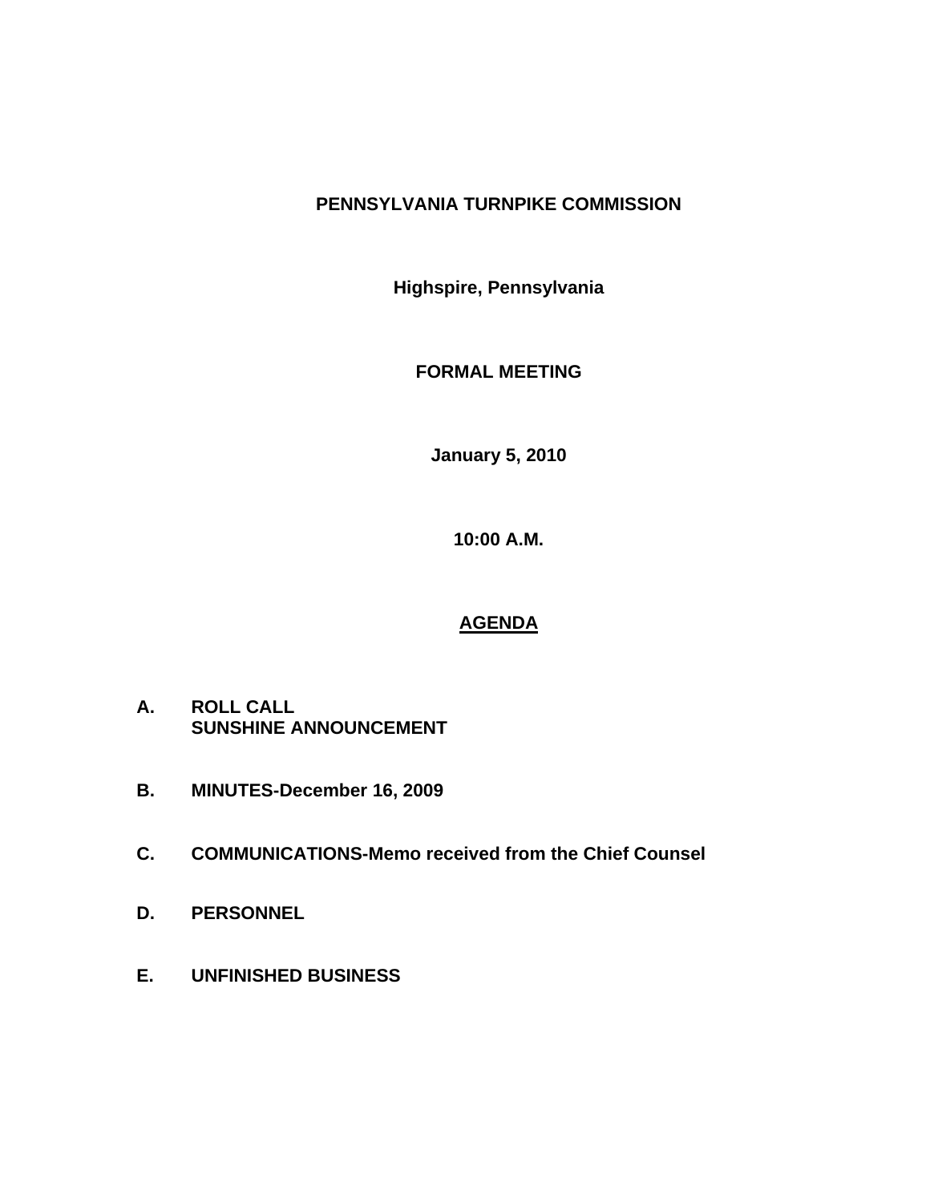# PENNSYLVANIA TURNPIKE COMMISSION

**Highspire, Pennsylvania**

**FORMAL MEETING**

**January 5, 2010**

**10:00 A.M.**

## AGENDA

**A. ROLL CALL**
**SUNSHINE ANNOUNCEMENT**

**B. MINUTES-December 16, 2009**

**C. COMMUNICATIONS-Memo received from the Chief Counsel**

**D. PERSONNEL**

**E. UNFINISHED BUSINESS**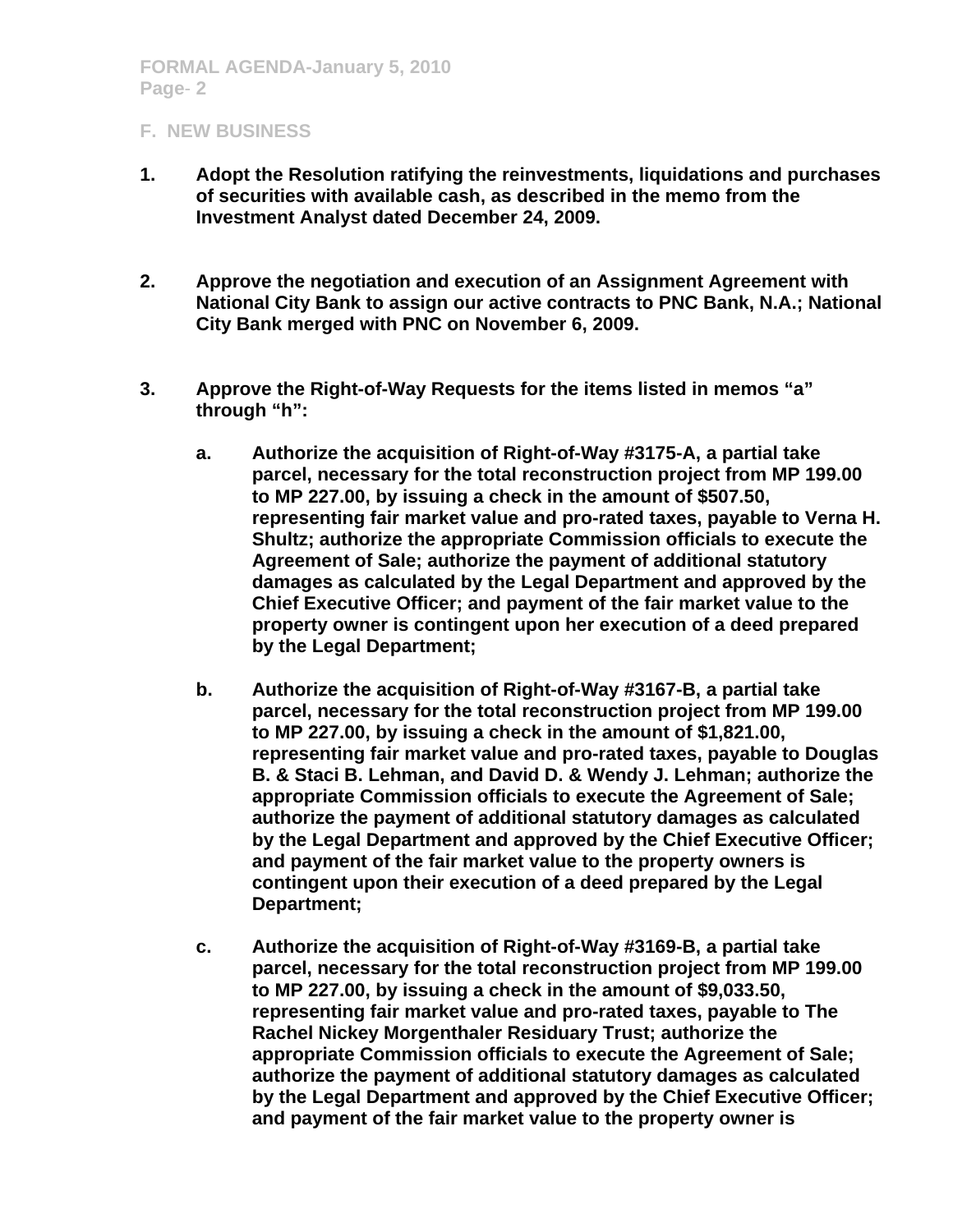## F. NEW BUSINESS

1. **Adopt the Resolution ratifying the reinvestments, liquidations and purchases of securities with available cash, as described in the memo from the Investment Analyst dated December 24, 2009.**

2. **Approve the negotiation and execution of an Assignment Agreement with National City Bank to assign our active contracts to PNC Bank, N.A.; National City Bank merged with PNC on November 6, 2009.**

3. **Approve the Right-of-Way Requests for the items listed in memos "a" through "h":**

   a. **Authorize the acquisition of Right-of-Way #3175-A, a partial take parcel, necessary for the total reconstruction project from MP 199.00 to MP 227.00, by issuing a check in the amount of $507.50, representing fair market value and pro-rated taxes, payable to Verna H. Shultz; authorize the appropriate Commission officials to execute the Agreement of Sale; authorize the payment of additional statutory damages as calculated by the Legal Department and approved by the Chief Executive Officer; and payment of the fair market value to the property owner is contingent upon her execution of a deed prepared by the Legal Department;**

   b. **Authorize the acquisition of Right-of-Way #3167-B, a partial take parcel, necessary for the total reconstruction project from MP 199.00 to MP 227.00, by issuing a check in the amount of $1,821.00, representing fair market value and pro-rated taxes, payable to Douglas B. & Staci B. Lehman, and David D. & Wendy J. Lehman; authorize the appropriate Commission officials to execute the Agreement of Sale; authorize the payment of additional statutory damages as calculated by the Legal Department and approved by the Chief Executive Officer; and payment of the fair market value to the property owners is contingent upon their execution of a deed prepared by the Legal Department;**

   c. **Authorize the acquisition of Right-of-Way #3169-B, a partial take parcel, necessary for the total reconstruction project from MP 199.00 to MP 227.00, by issuing a check in the amount of $9,033.50, representing fair market value and pro-rated taxes, payable to The Rachel Nickey Morgenthaler Residuary Trust; authorize the appropriate Commission officials to execute the Agreement of Sale; authorize the payment of additional statutory damages as calculated by the Legal Department and approved by the Chief Executive Officer; and payment of the fair market value to the property owner is**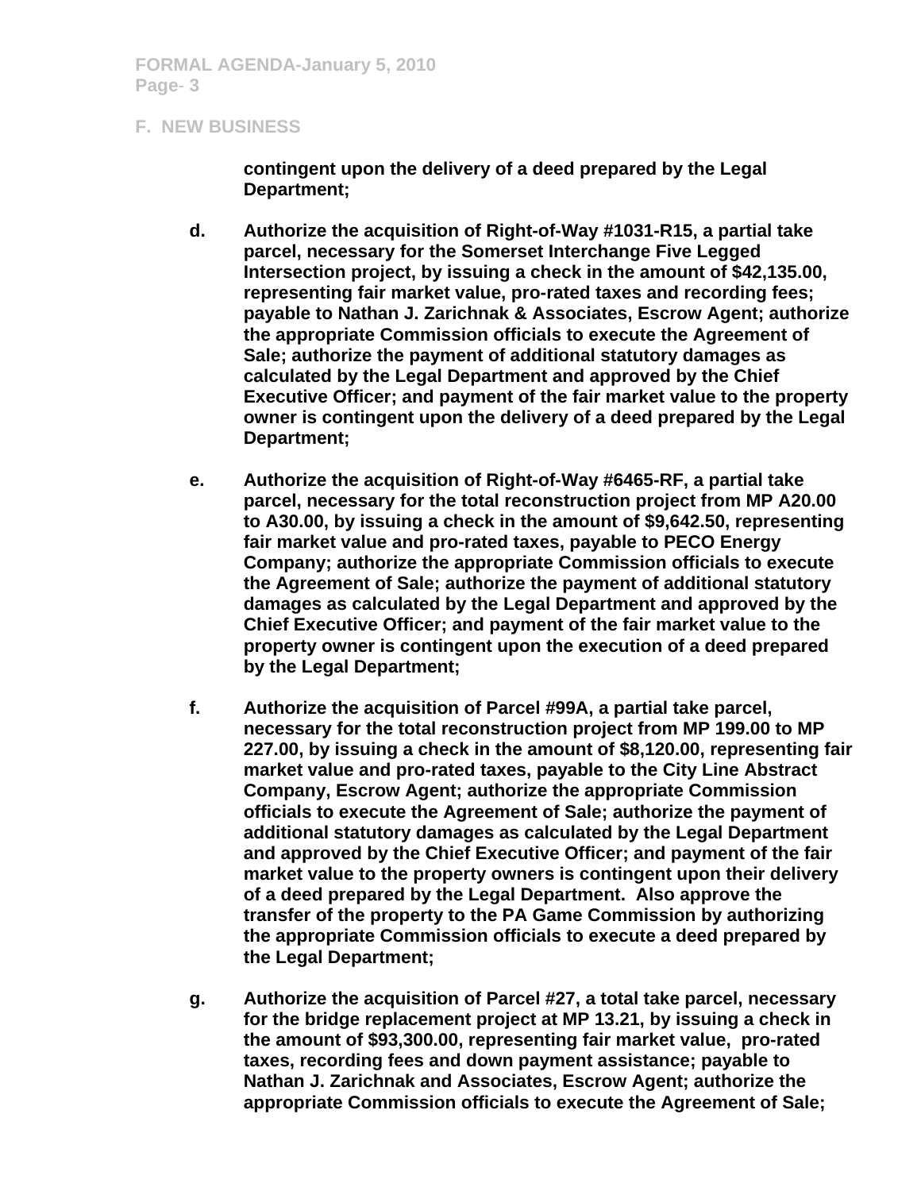## F. NEW BUSINESS

**contingent upon the delivery of a deed prepared by the Legal Department;**

**d. Authorize the acquisition of Right-of-Way #1031-R15, a partial take parcel, necessary for the Somerset Interchange Five Legged Intersection project, by issuing a check in the amount of $42,135.00, representing fair market value, pro-rated taxes and recording fees; payable to Nathan J. Zarichnak & Associates, Escrow Agent; authorize the appropriate Commission officials to execute the Agreement of Sale; authorize the payment of additional statutory damages as calculated by the Legal Department and approved by the Chief Executive Officer; and payment of the fair market value to the property owner is contingent upon the delivery of a deed prepared by the Legal Department;**

**e. Authorize the acquisition of Right-of-Way #6465-RF, a partial take parcel, necessary for the total reconstruction project from MP A20.00 to A30.00, by issuing a check in the amount of $9,642.50, representing fair market value and pro-rated taxes, payable to PECO Energy Company; authorize the appropriate Commission officials to execute the Agreement of Sale; authorize the payment of additional statutory damages as calculated by the Legal Department and approved by the Chief Executive Officer; and payment of the fair market value to the property owner is contingent upon the execution of a deed prepared by the Legal Department;**

**f. Authorize the acquisition of Parcel #99A, a partial take parcel, necessary for the total reconstruction project from MP 199.00 to MP 227.00, by issuing a check in the amount of $8,120.00, representing fair market value and pro-rated taxes, payable to the City Line Abstract Company, Escrow Agent; authorize the appropriate Commission officials to execute the Agreement of Sale; authorize the payment of additional statutory damages as calculated by the Legal Department and approved by the Chief Executive Officer; and payment of the fair market value to the property owners is contingent upon their delivery of a deed prepared by the Legal Department. Also approve the transfer of the property to the PA Game Commission by authorizing the appropriate Commission officials to execute a deed prepared by the Legal Department;**

**g. Authorize the acquisition of Parcel #27, a total take parcel, necessary for the bridge replacement project at MP 13.21, by issuing a check in the amount of $93,300.00, representing fair market value, pro-rated taxes, recording fees and down payment assistance; payable to Nathan J. Zarichnak and Associates, Escrow Agent; authorize the appropriate Commission officials to execute the Agreement of Sale;**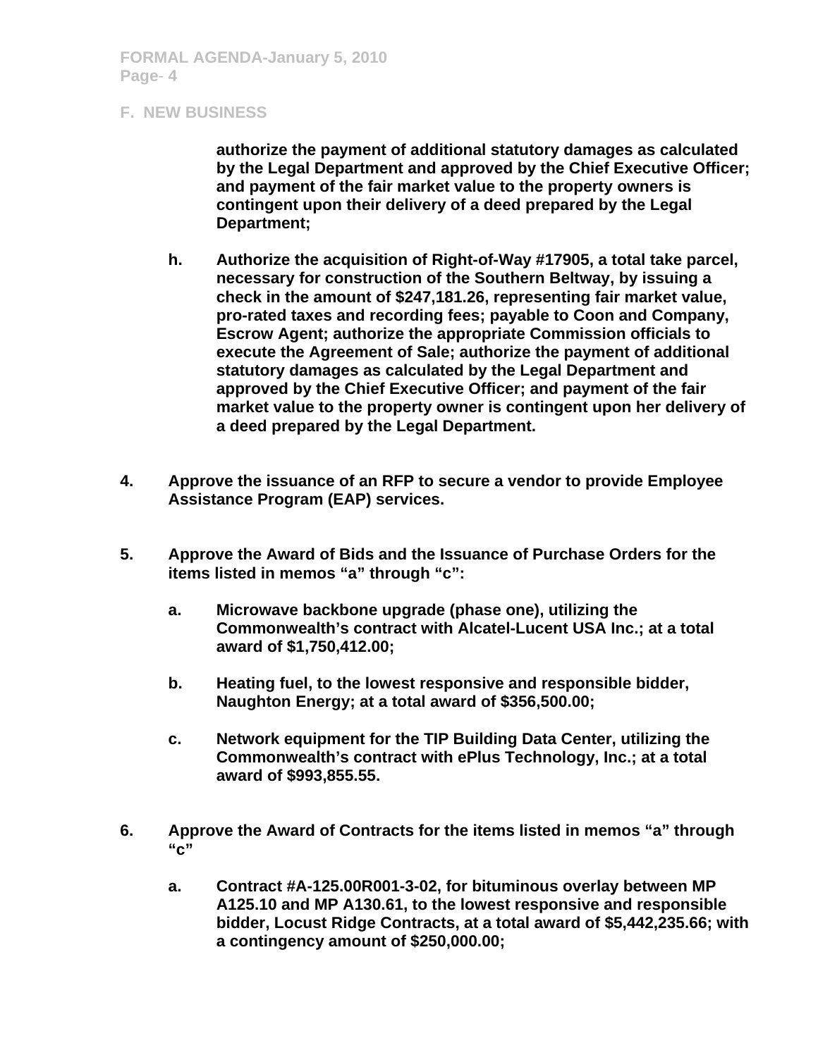## F. NEW BUSINESS

authorize the payment of additional statutory damages as calculated by the Legal Department and approved by the Chief Executive Officer; and payment of the fair market value to the property owners is contingent upon their delivery of a deed prepared by the Legal Department;

h. Authorize the acquisition of Right-of-Way #17905, a total take parcel, necessary for construction of the Southern Beltway, by issuing a check in the amount of $247,181.26, representing fair market value, pro-rated taxes and recording fees; payable to Coon and Company, Escrow Agent; authorize the appropriate Commission officials to execute the Agreement of Sale; authorize the payment of additional statutory damages as calculated by the Legal Department and approved by the Chief Executive Officer; and payment of the fair market value to the property owner is contingent upon her delivery of a deed prepared by the Legal Department.

4. Approve the issuance of an RFP to secure a vendor to provide Employee Assistance Program (EAP) services.

5. Approve the Award of Bids and the Issuance of Purchase Orders for the items listed in memos "a" through "c":

   a. Microwave backbone upgrade (phase one), utilizing the Commonwealth's contract with Alcatel-Lucent USA Inc.; at a total award of $1,750,412.00;

   b. Heating fuel, to the lowest responsive and responsible bidder, Naughton Energy; at a total award of $356,500.00;

   c. Network equipment for the TIP Building Data Center, utilizing the Commonwealth's contract with ePlus Technology, Inc.; at a total award of $993,855.55.

6. Approve the Award of Contracts for the items listed in memos "a" through "c"

   a. Contract #A-125.00R001-3-02, for bituminous overlay between MP A125.10 and MP A130.61, to the lowest responsive and responsible bidder, Locust Ridge Contracts, at a total award of $5,442,235.66; with a contingency amount of $250,000.00;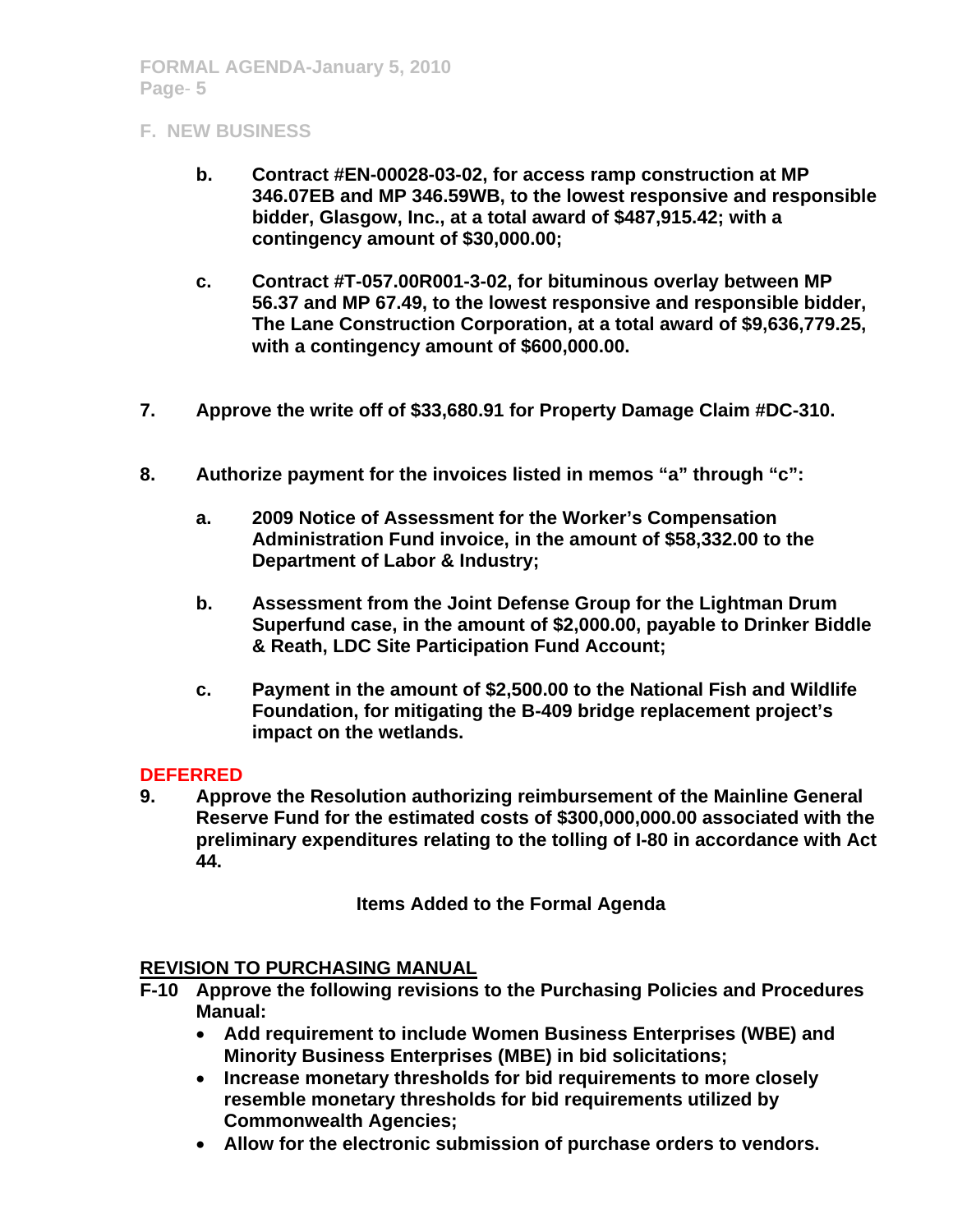## F. NEW BUSINESS

- **b. Contract #EN-00028-03-02, for access ramp construction at MP 346.07EB and MP 346.59WB, to the lowest responsive and responsible bidder, Glasgow, Inc., at a total award of $487,915.42; with a contingency amount of $30,000.00;**

- **c. Contract #T-057.00R001-3-02, for bituminous overlay between MP 56.37 and MP 67.49, to the lowest responsive and responsible bidder, The Lane Construction Corporation, at a total award of $9,636,779.25, with a contingency amount of $600,000.00.**

**7. Approve the write off of $33,680.91 for Property Damage Claim #DC-310.**

**8. Authorize payment for the invoices listed in memos "a" through "c":**

- **a. 2009 Notice of Assessment for the Worker's Compensation Administration Fund invoice, in the amount of $58,332.00 to the Department of Labor & Industry;**

- **b. Assessment from the Joint Defense Group for the Lightman Drum Superfund case, in the amount of $2,000.00, payable to Drinker Biddle & Reath, LDC Site Participation Fund Account;**

- **c. Payment in the amount of $2,500.00 to the National Fish and Wildlife Foundation, for mitigating the B-409 bridge replacement project's impact on the wetlands.**

**DEFERRED**

**9. Approve the Resolution authorizing reimbursement of the Mainline General Reserve Fund for the estimated costs of $300,000,000.00 associated with the preliminary expenditures relating to the tolling of I-80 in accordance with Act 44.**

**Items Added to the Formal Agenda**

**REVISION TO PURCHASING MANUAL**

**F-10 Approve the following revisions to the Purchasing Policies and Procedures Manual:**

- **Add requirement to include Women Business Enterprises (WBE) and Minority Business Enterprises (MBE) in bid solicitations;**
- **Increase monetary thresholds for bid requirements to more closely resemble monetary thresholds for bid requirements utilized by Commonwealth Agencies;**
- **Allow for the electronic submission of purchase orders to vendors.**